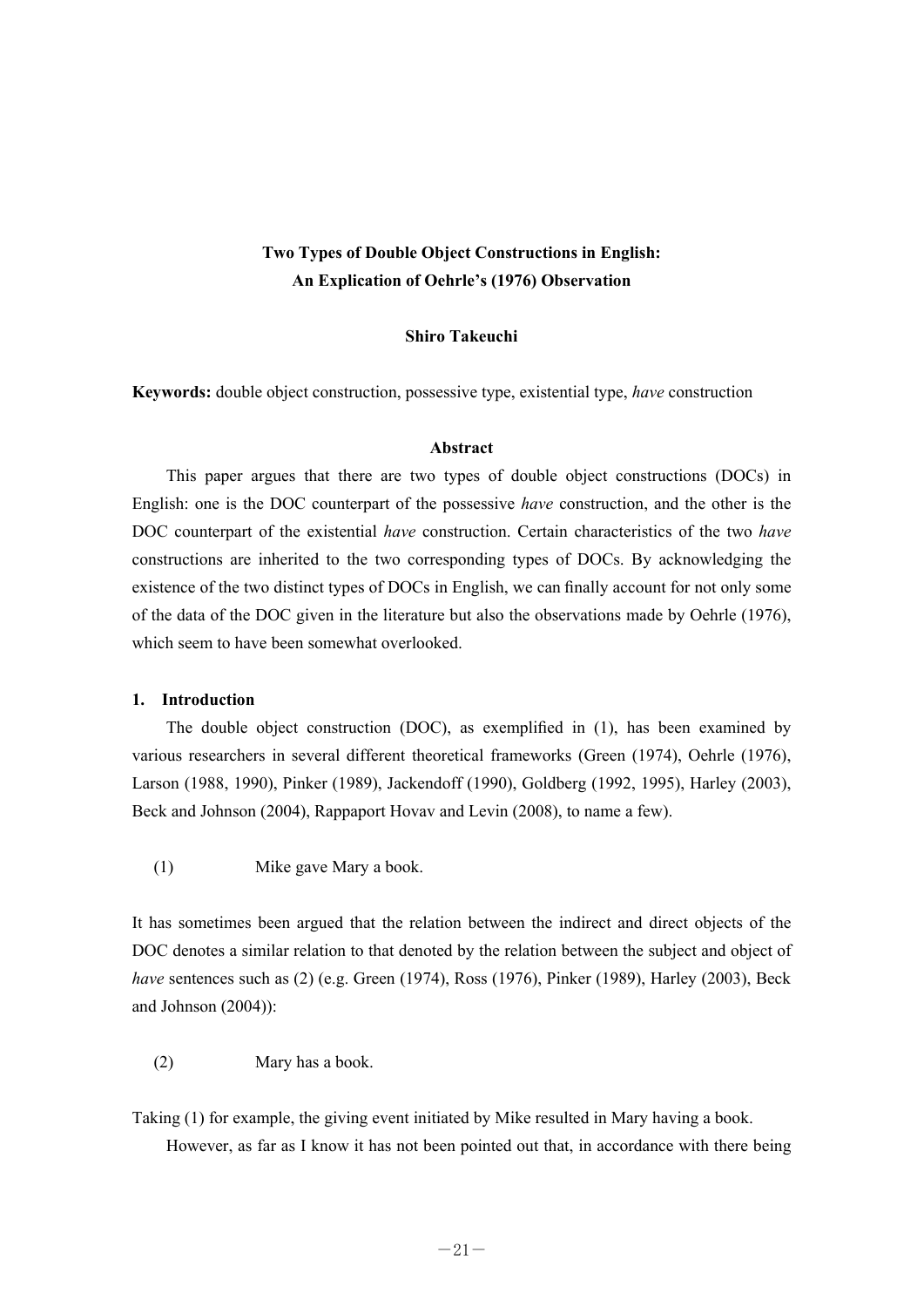# Two Types of Double Object Constructions in English: An Explication of Oehrle's (1976) Observation

**Shiro Takeuchi**

**Keywords:** double object construction, possessive type, existential type, *have* construction

## Abstract

This paper argues that there are two types of double object constructions (DOCs) in English: one is the DOC counterpart of the possessive *have* construction, and the other is the DOC counterpart of the existential *have* construction. Certain characteristics of the two *have* constructions are inherited to the two corresponding types of DOCs. By acknowledging the existence of the two distinct types of DOCs in English, we can finally account for not only some of the data of the DOC given in the literature but also the observations made by Oehrle (1976), which seem to have been somewhat overlooked.

## 1. Introduction

The double object construction (DOC), as exemplified in (1), has been examined by various researchers in several different theoretical frameworks (Green (1974), Oehrle (1976), Larson (1988, 1990), Pinker (1989), Jackendoff (1990), Goldberg (1992, 1995), Harley (2003), Beck and Johnson (2004), Rappaport Hovav and Levin (2008), to name a few).

(1) Mike gave Mary a book.

It has sometimes been argued that the relation between the indirect and direct objects of the DOC denotes a similar relation to that denoted by the relation between the subject and object of *have* sentences such as (2) (e.g. Green (1974), Ross (1976), Pinker (1989), Harley (2003), Beck and Johnson (2004)):

(2) Mary has a book.

Taking (1) for example, the giving event initiated by Mike resulted in Mary having a book.

However, as far as I know it has not been pointed out that, in accordance with there being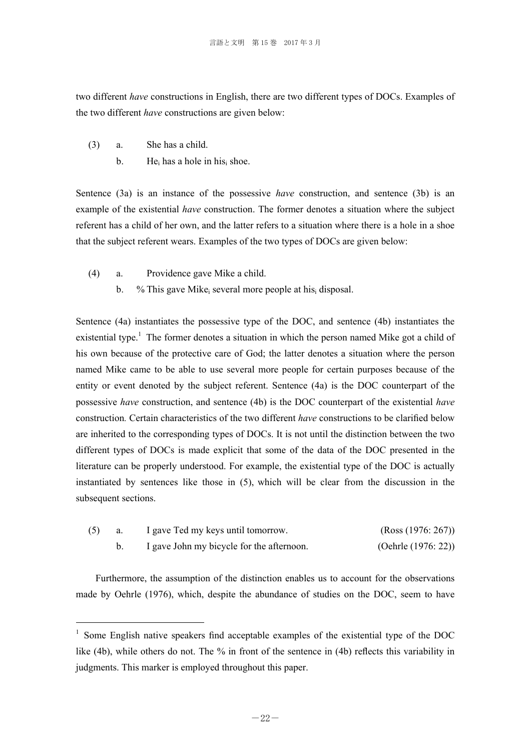two different *have* constructions in English, there are two different types of DOCs. Examples of the two different *have* constructions are given below:

(3) a. She has a child.
 b. He$_i$ has a hole in his$_i$ shoe.

Sentence (3a) is an instance of the possessive *have* construction, and sentence (3b) is an example of the existential *have* construction. The former denotes a situation where the subject referent has a child of her own, and the latter refers to a situation where there is a hole in a shoe that the subject referent wears. Examples of the two types of DOCs are given below:

(4) a. Providence gave Mike a child.
 b. % This gave Mike$_i$ several more people at his$_i$ disposal.

Sentence (4a) instantiates the possessive type of the DOC, and sentence (4b) instantiates the existential type.[1] The former denotes a situation in which the person named Mike got a child of his own because of the protective care of God; the latter denotes a situation where the person named Mike came to be able to use several more people for certain purposes because of the entity or event denoted by the subject referent. Sentence (4a) is the DOC counterpart of the possessive *have* construction, and sentence (4b) is the DOC counterpart of the existential *have* construction. Certain characteristics of the two different *have* constructions to be clarified below are inherited to the corresponding types of DOCs. It is not until the distinction between the two different types of DOCs is made explicit that some of the data of the DOC presented in the literature can be properly understood. For example, the existential type of the DOC is actually instantiated by sentences like those in (5), which will be clear from the discussion in the subsequent sections.

(5) a. I gave Ted my keys until tomorrow. (Ross (1976: 267))
 b. I gave John my bicycle for the afternoon. (Oehrle (1976: 22))

Furthermore, the assumption of the distinction enables us to account for the observations made by Oehrle (1976), which, despite the abundance of studies on the DOC, seem to have

---

[1] Some English native speakers find acceptable examples of the existential type of the DOC like (4b), while others do not. The % in front of the sentence in (4b) reflects this variability in judgments. This marker is employed throughout this paper.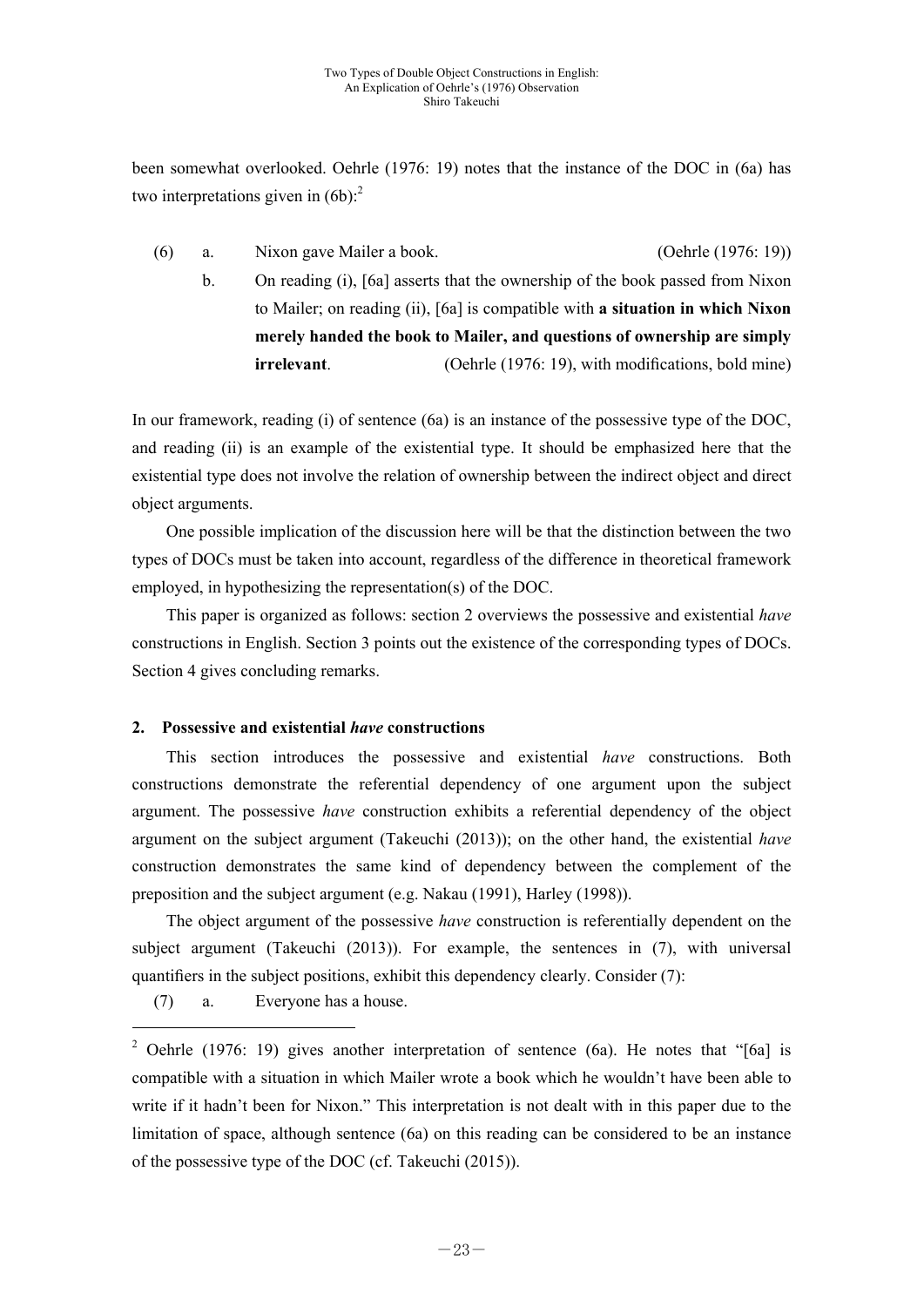been somewhat overlooked. Oehrle (1976: 19) notes that the instance of the DOC in (6a) has two interpretations given in (6b):[2]

(6) a. Nixon gave Mailer a book. (Oehrle (1976: 19))

b. On reading (i), [6a] asserts that the ownership of the book passed from Nixon to Mailer; on reading (ii), [6a] is compatible with **a situation in which Nixon merely handed the book to Mailer, and questions of ownership are simply irrelevant**. (Oehrle (1976: 19), with modifications, bold mine)

In our framework, reading (i) of sentence (6a) is an instance of the possessive type of the DOC, and reading (ii) is an example of the existential type. It should be emphasized here that the existential type does not involve the relation of ownership between the indirect object and direct object arguments.

One possible implication of the discussion here will be that the distinction between the two types of DOCs must be taken into account, regardless of the difference in theoretical framework employed, in hypothesizing the representation(s) of the DOC.

This paper is organized as follows: section 2 overviews the possessive and existential *have* constructions in English. Section 3 points out the existence of the corresponding types of DOCs. Section 4 gives concluding remarks.

## 2. Possessive and existential *have* constructions

This section introduces the possessive and existential *have* constructions. Both constructions demonstrate the referential dependency of one argument upon the subject argument. The possessive *have* construction exhibits a referential dependency of the object argument on the subject argument (Takeuchi (2013)); on the other hand, the existential *have* construction demonstrates the same kind of dependency between the complement of the preposition and the subject argument (e.g. Nakau (1991), Harley (1998)).

The object argument of the possessive *have* construction is referentially dependent on the subject argument (Takeuchi (2013)). For example, the sentences in (7), with universal quantifiers in the subject positions, exhibit this dependency clearly. Consider (7):

(7) a. Everyone has a house.

---

[2] Oehrle (1976: 19) gives another interpretation of sentence (6a). He notes that "[6a] is compatible with a situation in which Mailer wrote a book which he wouldn't have been able to write if it hadn't been for Nixon." This interpretation is not dealt with in this paper due to the limitation of space, although sentence (6a) on this reading can be considered to be an instance of the possessive type of the DOC (cf. Takeuchi (2015)).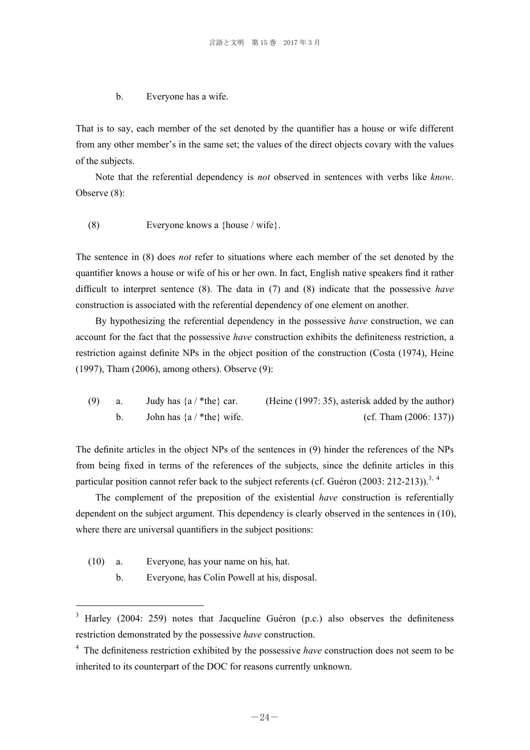b. Everyone has a wife.

That is to say, each member of the set denoted by the quantifier has a house or wife different from any other member's in the same set; the values of the direct objects covary with the values of the subjects.

Note that the referential dependency is *not* observed in sentences with verbs like *know*. Observe (8):

(8) Everyone knows a {house / wife}.

The sentence in (8) does *not* refer to situations where each member of the set denoted by the quantifier knows a house or wife of his or her own. In fact, English native speakers find it rather difficult to interpret sentence (8). The data in (7) and (8) indicate that the possessive *have* construction is associated with the referential dependency of one element on another.

By hypothesizing the referential dependency in the possessive *have* construction, we can account for the fact that the possessive *have* construction exhibits the definiteness restriction, a restriction against definite NPs in the object position of the construction (Costa (1974), Heine (1997), Tham (2006), among others). Observe (9):

(9) a. Judy has {a / *the} car. (Heine (1997: 35), asterisk added by the author)
 b. John has {a / *the} wife. (cf. Tham (2006: 137))

The definite articles in the object NPs of the sentences in (9) hinder the references of the NPs from being fixed in terms of the references of the subjects, since the definite articles in this particular position cannot refer back to the subject referents (cf. Guéron (2003: 212-213)).[3, 4]

The complement of the preposition of the existential *have* construction is referentially dependent on the subject argument. This dependency is clearly observed in the sentences in (10), where there are universal quantifiers in the subject positions:

(10) a. Everyone$_i$ has your name on his$_i$ hat.
 b. Everyone$_i$ has Colin Powell at his$_i$ disposal.

---

[3] Harley (2004: 259) notes that Jacqueline Guéron (p.c.) also observes the definiteness restriction demonstrated by the possessive *have* construction.

[4] The definiteness restriction exhibited by the possessive *have* construction does not seem to be inherited to its counterpart of the DOC for reasons currently unknown.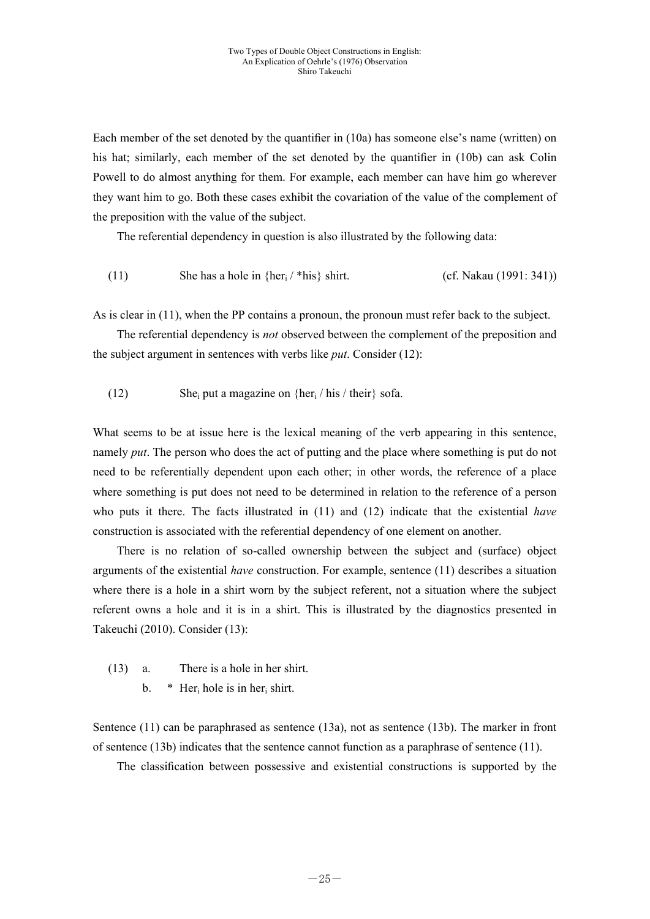Each member of the set denoted by the quantifier in (10a) has someone else's name (written) on his hat; similarly, each member of the set denoted by the quantifier in (10b) can ask Colin Powell to do almost anything for them. For example, each member can have him go wherever they want him to go. Both these cases exhibit the covariation of the value of the complement of the preposition with the value of the subject.

The referential dependency in question is also illustrated by the following data:

(11) She has a hole in {her$_i$ / *his} shirt. (cf. Nakau (1991: 341))

As is clear in (11), when the PP contains a pronoun, the pronoun must refer back to the subject.

The referential dependency is *not* observed between the complement of the preposition and the subject argument in sentences with verbs like *put*. Consider (12):

(12) She$_i$ put a magazine on {her$_i$ / his / their} sofa.

What seems to be at issue here is the lexical meaning of the verb appearing in this sentence, namely *put*. The person who does the act of putting and the place where something is put do not need to be referentially dependent upon each other; in other words, the reference of a place where something is put does not need to be determined in relation to the reference of a person who puts it there. The facts illustrated in (11) and (12) indicate that the existential *have* construction is associated with the referential dependency of one element on another.

There is no relation of so-called ownership between the subject and (surface) object arguments of the existential *have* construction. For example, sentence (11) describes a situation where there is a hole in a shirt worn by the subject referent, not a situation where the subject referent owns a hole and it is in a shirt. This is illustrated by the diagnostics presented in Takeuchi (2010). Consider (13):

(13) a. There is a hole in her shirt.
b. * Her$_i$ hole is in her$_i$ shirt.

Sentence (11) can be paraphrased as sentence (13a), not as sentence (13b). The marker in front of sentence (13b) indicates that the sentence cannot function as a paraphrase of sentence (11).

The classification between possessive and existential constructions is supported by the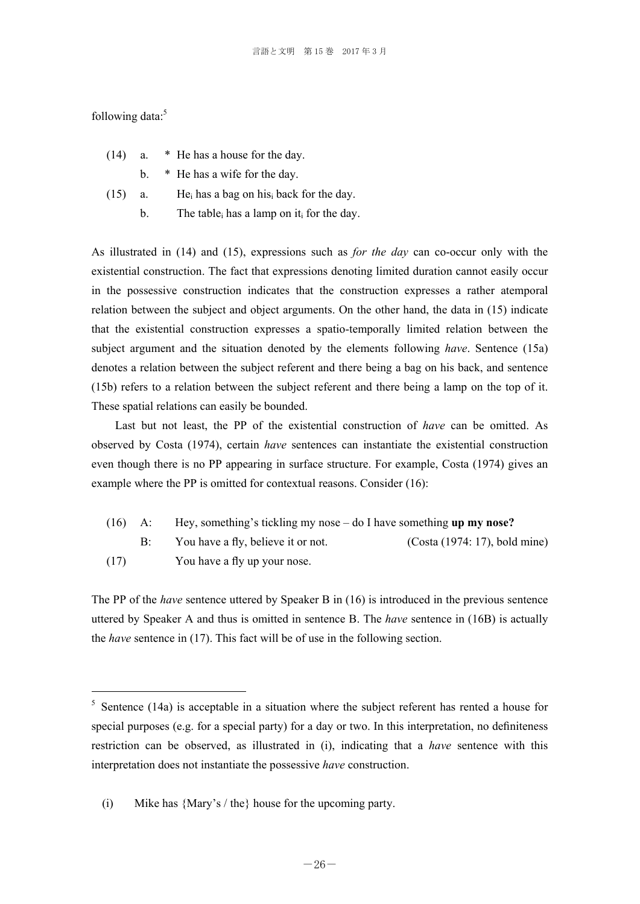following data:[5]

(14) a. * He has a house for the day.

b. * He has a wife for the day.

(15) a. $\text{He}_i$ has a bag on $\text{his}_i$ back for the day.

b. The $\text{table}_i$ has a lamp on $\text{it}_i$ for the day.

As illustrated in (14) and (15), expressions such as *for the day* can co-occur only with the existential construction. The fact that expressions denoting limited duration cannot easily occur in the possessive construction indicates that the construction expresses a rather atemporal relation between the subject and object arguments. On the other hand, the data in (15) indicate that the existential construction expresses a spatio-temporally limited relation between the subject argument and the situation denoted by the elements following *have*. Sentence (15a) denotes a relation between the subject referent and there being a bag on his back, and sentence (15b) refers to a relation between the subject referent and there being a lamp on the top of it. These spatial relations can easily be bounded.

Last but not least, the PP of the existential construction of *have* can be omitted. As observed by Costa (1974), certain *have* sentences can instantiate the existential construction even though there is no PP appearing in surface structure. For example, Costa (1974) gives an example where the PP is omitted for contextual reasons. Consider (16):

(16) A: Hey, something's tickling my nose – do I have something **up my nose?**

B: You have a fly, believe it or not. (Costa (1974: 17), bold mine)

(17) You have a fly up your nose.

The PP of the *have* sentence uttered by Speaker B in (16) is introduced in the previous sentence uttered by Speaker A and thus is omitted in sentence B. The *have* sentence in (16B) is actually the *have* sentence in (17). This fact will be of use in the following section.

---

[5] Sentence (14a) is acceptable in a situation where the subject referent has rented a house for special purposes (e.g. for a special party) for a day or two. In this interpretation, no definiteness restriction can be observed, as illustrated in (i), indicating that a *have* sentence with this interpretation does not instantiate the possessive *have* construction.

(i) Mike has {Mary's / the} house for the upcoming party.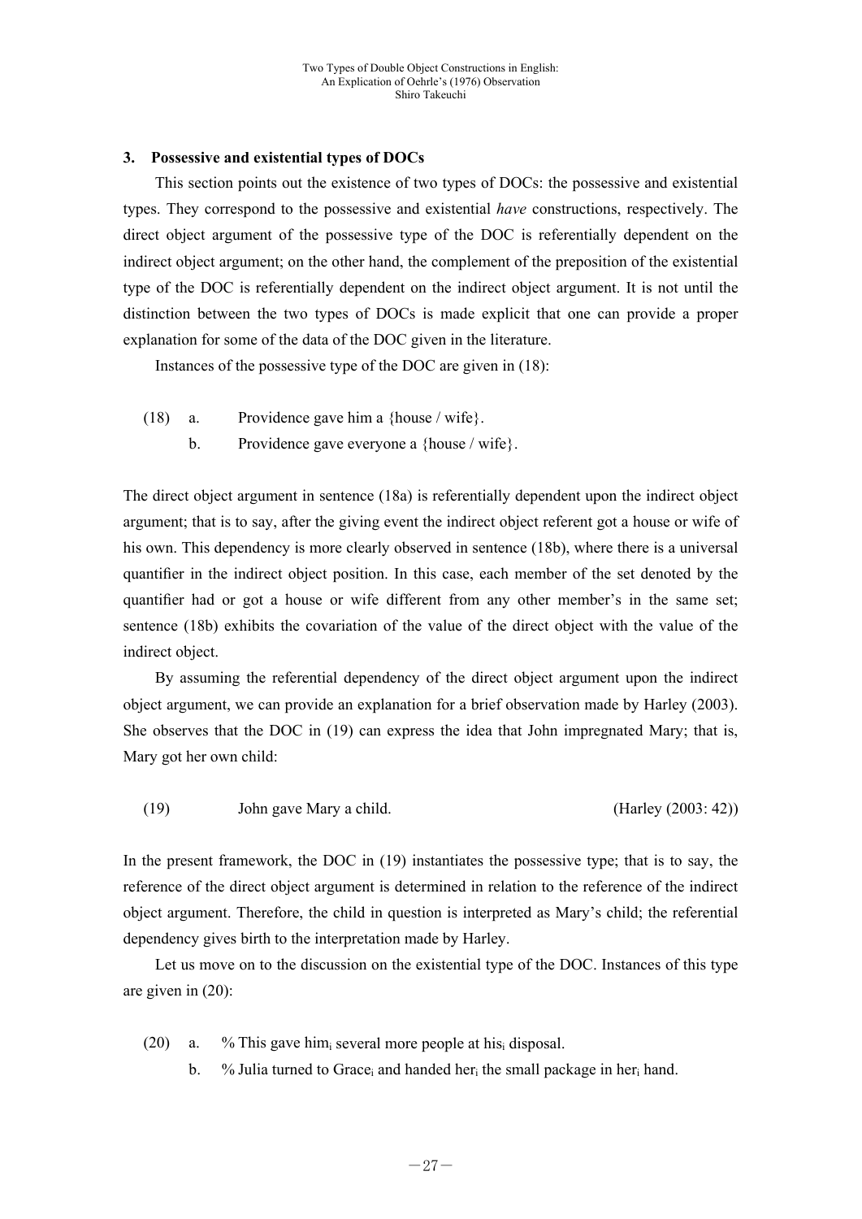### 3. Possessive and existential types of DOCs

This section points out the existence of two types of DOCs: the possessive and existential types. They correspond to the possessive and existential *have* constructions, respectively. The direct object argument of the possessive type of the DOC is referentially dependent on the indirect object argument; on the other hand, the complement of the preposition of the existential type of the DOC is referentially dependent on the indirect object argument. It is not until the distinction between the two types of DOCs is made explicit that one can provide a proper explanation for some of the data of the DOC given in the literature.

Instances of the possessive type of the DOC are given in (18):

(18) a. Providence gave him a {house / wife}.
     b. Providence gave everyone a {house / wife}.

The direct object argument in sentence (18a) is referentially dependent upon the indirect object argument; that is to say, after the giving event the indirect object referent got a house or wife of his own. This dependency is more clearly observed in sentence (18b), where there is a universal quantifier in the indirect object position. In this case, each member of the set denoted by the quantifier had or got a house or wife different from any other member's in the same set; sentence (18b) exhibits the covariation of the value of the direct object with the value of the indirect object.

By assuming the referential dependency of the direct object argument upon the indirect object argument, we can provide an explanation for a brief observation made by Harley (2003). She observes that the DOC in (19) can express the idea that John impregnated Mary; that is, Mary got her own child:

(19) John gave Mary a child. (Harley (2003: 42))

In the present framework, the DOC in (19) instantiates the possessive type; that is to say, the reference of the direct object argument is determined in relation to the reference of the indirect object argument. Therefore, the child in question is interpreted as Mary's child; the referential dependency gives birth to the interpretation made by Harley.

Let us move on to the discussion on the existential type of the DOC. Instances of this type are given in (20):

(20) a. % This gave $\text{him}_i$ several more people at $\text{his}_i$ disposal.
     b. % Julia turned to $\text{Grace}_i$ and handed $\text{her}_i$ the small package in $\text{her}_i$ hand.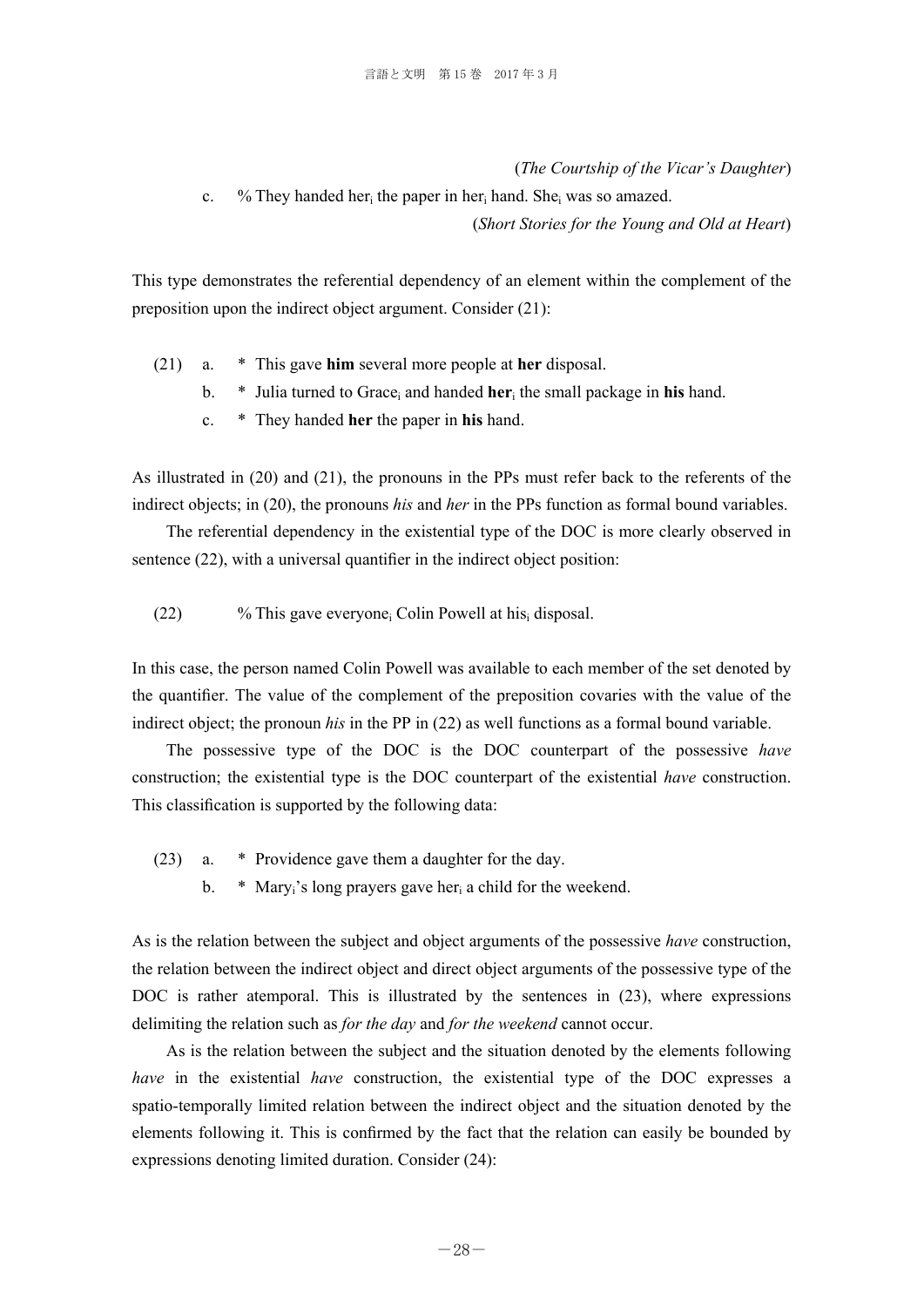(*The Courtship of the Vicar's Daughter*)

c. % They handed $\text{her}_i$ the paper in $\text{her}_i$ hand. $\text{She}_i$ was so amazed.

(*Short Stories for the Young and Old at Heart*)

This type demonstrates the referential dependency of an element within the complement of the preposition upon the indirect object argument. Consider (21):

(21) a. * This gave **him** several more people at **her** disposal.

b. * Julia turned to $\text{Grace}_i$ and handed $\textbf{her}_i$ the small package in **his** hand.

c. * They handed **her** the paper in **his** hand.

As illustrated in (20) and (21), the pronouns in the PPs must refer back to the referents of the indirect objects; in (20), the pronouns *his* and *her* in the PPs function as formal bound variables.

The referential dependency in the existential type of the DOC is more clearly observed in sentence (22), with a universal quantifier in the indirect object position:

(22) % This gave $\text{everyone}_i$ Colin Powell at $\text{his}_i$ disposal.

In this case, the person named Colin Powell was available to each member of the set denoted by the quantifier. The value of the complement of the preposition covaries with the value of the indirect object; the pronoun *his* in the PP in (22) as well functions as a formal bound variable.

The possessive type of the DOC is the DOC counterpart of the possessive *have* construction; the existential type is the DOC counterpart of the existential *have* construction. This classification is supported by the following data:

(23) a. * Providence gave them a daughter for the day.

b. * $\text{Mary}_i$'s long prayers gave $\text{her}_i$ a child for the weekend.

As is the relation between the subject and object arguments of the possessive *have* construction, the relation between the indirect object and direct object arguments of the possessive type of the DOC is rather atemporal. This is illustrated by the sentences in (23), where expressions delimiting the relation such as *for the day* and *for the weekend* cannot occur.

As is the relation between the subject and the situation denoted by the elements following *have* in the existential *have* construction, the existential type of the DOC expresses a spatio-temporally limited relation between the indirect object and the situation denoted by the elements following it. This is confirmed by the fact that the relation can easily be bounded by expressions denoting limited duration. Consider (24):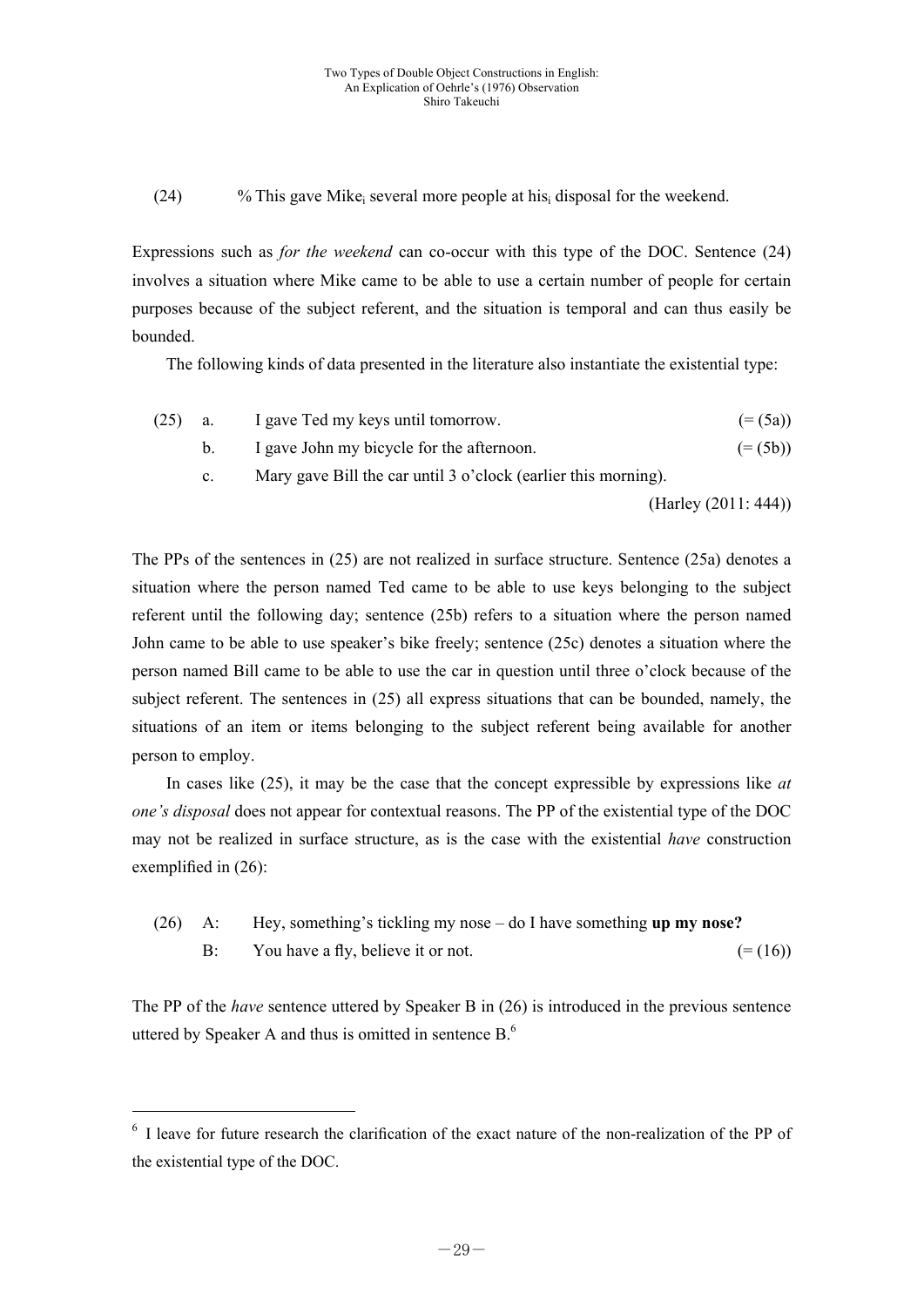(24) % This gave Mike$_i$ several more people at his$_i$ disposal for the weekend.

Expressions such as *for the weekend* can co-occur with this type of the DOC. Sentence (24) involves a situation where Mike came to be able to use a certain number of people for certain purposes because of the subject referent, and the situation is temporal and can thus easily be bounded.

The following kinds of data presented in the literature also instantiate the existential type:

(25) a. I gave Ted my keys until tomorrow. (= (5a))

b. I gave John my bicycle for the afternoon. (= (5b))

c. Mary gave Bill the car until 3 o'clock (earlier this morning).

(Harley (2011: 444))

The PPs of the sentences in (25) are not realized in surface structure. Sentence (25a) denotes a situation where the person named Ted came to be able to use keys belonging to the subject referent until the following day; sentence (25b) refers to a situation where the person named John came to be able to use speaker's bike freely; sentence (25c) denotes a situation where the person named Bill came to be able to use the car in question until three o'clock because of the subject referent. The sentences in (25) all express situations that can be bounded, namely, the situations of an item or items belonging to the subject referent being available for another person to employ.

In cases like (25), it may be the case that the concept expressible by expressions like *at one's disposal* does not appear for contextual reasons. The PP of the existential type of the DOC may not be realized in surface structure, as is the case with the existential *have* construction exemplified in (26):

(26) A: Hey, something's tickling my nose – do I have something **up my nose?**

B: You have a fly, believe it or not. (= (16))

The PP of the *have* sentence uttered by Speaker B in (26) is introduced in the previous sentence uttered by Speaker A and thus is omitted in sentence B.[6]

---

[6] I leave for future research the clarification of the exact nature of the non-realization of the PP of the existential type of the DOC.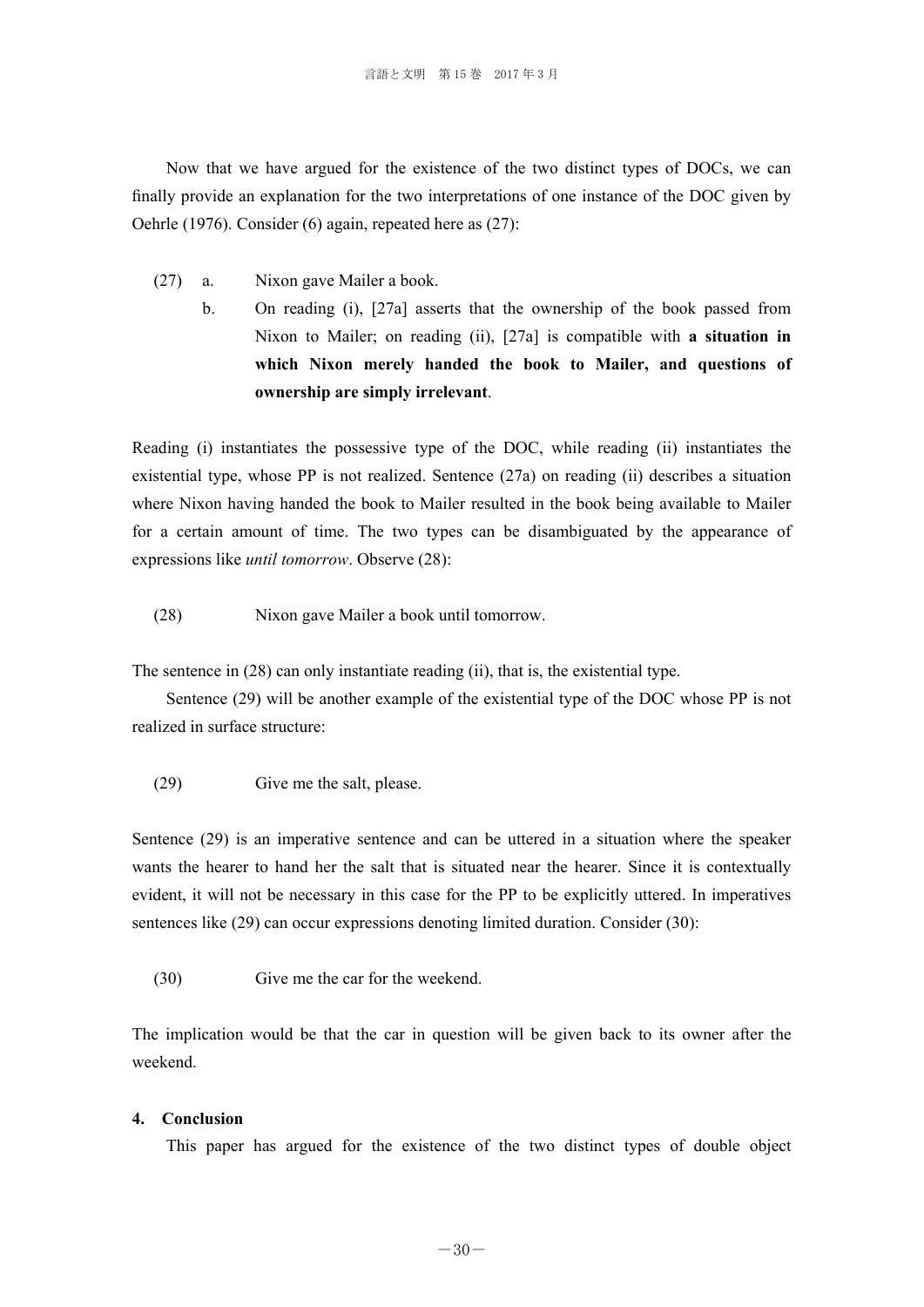Now that we have argued for the existence of the two distinct types of DOCs, we can finally provide an explanation for the two interpretations of one instance of the DOC given by Oehrle (1976). Consider (6) again, repeated here as (27):

(27) a. Nixon gave Mailer a book.

b. On reading (i), [27a] asserts that the ownership of the book passed from Nixon to Mailer; on reading (ii), [27a] is compatible with **a situation in which Nixon merely handed the book to Mailer, and questions of ownership are simply irrelevant**.

Reading (i) instantiates the possessive type of the DOC, while reading (ii) instantiates the existential type, whose PP is not realized. Sentence (27a) on reading (ii) describes a situation where Nixon having handed the book to Mailer resulted in the book being available to Mailer for a certain amount of time. The two types can be disambiguated by the appearance of expressions like *until tomorrow*. Observe (28):

(28) Nixon gave Mailer a book until tomorrow.

The sentence in (28) can only instantiate reading (ii), that is, the existential type.

Sentence (29) will be another example of the existential type of the DOC whose PP is not realized in surface structure:

(29) Give me the salt, please.

Sentence (29) is an imperative sentence and can be uttered in a situation where the speaker wants the hearer to hand her the salt that is situated near the hearer. Since it is contextually evident, it will not be necessary in this case for the PP to be explicitly uttered. In imperatives sentences like (29) can occur expressions denoting limited duration. Consider (30):

(30) Give me the car for the weekend.

The implication would be that the car in question will be given back to its owner after the weekend.

## 4. Conclusion

This paper has argued for the existence of the two distinct types of double object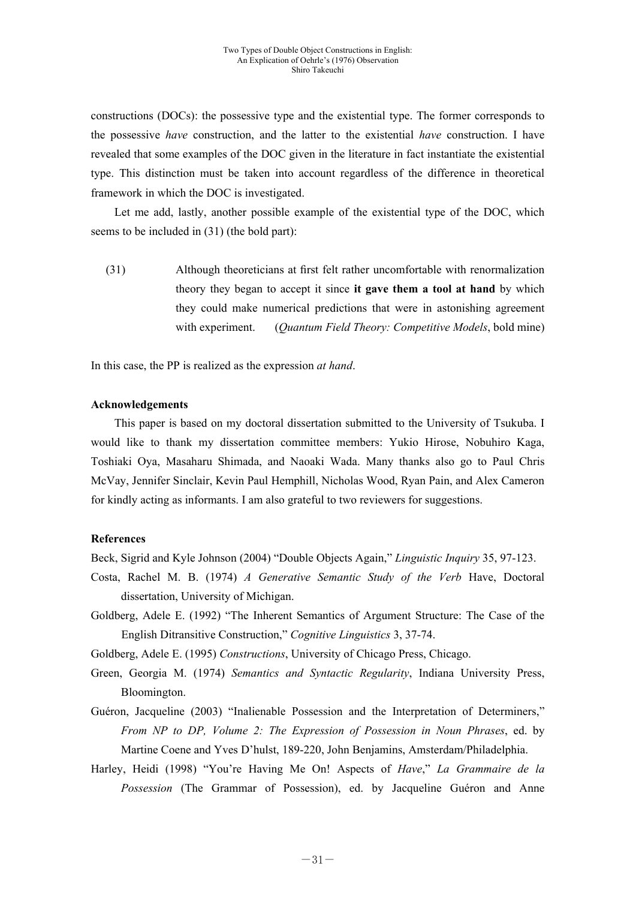constructions (DOCs): the possessive type and the existential type. The former corresponds to the possessive *have* construction, and the latter to the existential *have* construction. I have revealed that some examples of the DOC given in the literature in fact instantiate the existential type. This distinction must be taken into account regardless of the difference in theoretical framework in which the DOC is investigated.

Let me add, lastly, another possible example of the existential type of the DOC, which seems to be included in (31) (the bold part):

(31) Although theoreticians at first felt rather uncomfortable with renormalization theory they began to accept it since **it gave them a tool at hand** by which they could make numerical predictions that were in astonishing agreement with experiment. (*Quantum Field Theory: Competitive Models*, bold mine)

In this case, the PP is realized as the expression *at hand*.

**Acknowledgements**

This paper is based on my doctoral dissertation submitted to the University of Tsukuba. I would like to thank my dissertation committee members: Yukio Hirose, Nobuhiro Kaga, Toshiaki Oya, Masaharu Shimada, and Naoaki Wada. Many thanks also go to Paul Chris McVay, Jennifer Sinclair, Kevin Paul Hemphill, Nicholas Wood, Ryan Pain, and Alex Cameron for kindly acting as informants. I am also grateful to two reviewers for suggestions.

**References**

Beck, Sigrid and Kyle Johnson (2004) "Double Objects Again," *Linguistic Inquiry* 35, 97-123.

Costa, Rachel M. B. (1974) *A Generative Semantic Study of the Verb* Have, Doctoral dissertation, University of Michigan.

Goldberg, Adele E. (1992) "The Inherent Semantics of Argument Structure: The Case of the English Ditransitive Construction," *Cognitive Linguistics* 3, 37-74.

Goldberg, Adele E. (1995) *Constructions*, University of Chicago Press, Chicago.

Green, Georgia M. (1974) *Semantics and Syntactic Regularity*, Indiana University Press, Bloomington.

Guéron, Jacqueline (2003) "Inalienable Possession and the Interpretation of Determiners," *From NP to DP, Volume 2: The Expression of Possession in Noun Phrases*, ed. by Martine Coene and Yves D'hulst, 189-220, John Benjamins, Amsterdam/Philadelphia.

Harley, Heidi (1998) "You're Having Me On! Aspects of *Have*," *La Grammaire de la Possession* (The Grammar of Possession), ed. by Jacqueline Guéron and Anne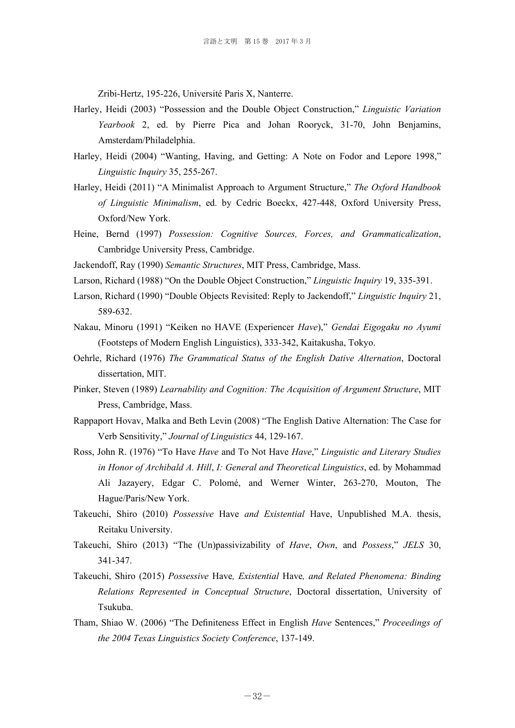Zribi-Hertz, 195-226, Université Paris X, Nanterre.

Harley, Heidi (2003) “Possession and the Double Object Construction,” *Linguistic Variation Yearbook* 2, ed. by Pierre Pica and Johan Rooryck, 31-70, John Benjamins, Amsterdam/Philadelphia.

Harley, Heidi (2004) “Wanting, Having, and Getting: A Note on Fodor and Lepore 1998,” *Linguistic Inquiry* 35, 255-267.

Harley, Heidi (2011) “A Minimalist Approach to Argument Structure,” *The Oxford Handbook of Linguistic Minimalism*, ed. by Cedric Boeckx, 427-448, Oxford University Press, Oxford/New York.

Heine, Bernd (1997) *Possession: Cognitive Sources, Forces, and Grammaticalization*, Cambridge University Press, Cambridge.

Jackendoff, Ray (1990) *Semantic Structures*, MIT Press, Cambridge, Mass.

Larson, Richard (1988) “On the Double Object Construction,” *Linguistic Inquiry* 19, 335-391.

Larson, Richard (1990) “Double Objects Revisited: Reply to Jackendoff,” *Linguistic Inquiry* 21, 589-632.

Nakau, Minoru (1991) “Keiken no HAVE (Experiencer *Have*),” *Gendai Eigogaku no Ayumi* (Footsteps of Modern English Linguistics), 333-342, Kaitakusha, Tokyo.

Oehrle, Richard (1976) *The Grammatical Status of the English Dative Alternation*, Doctoral dissertation, MIT.

Pinker, Steven (1989) *Learnability and Cognition: The Acquisition of Argument Structure*, MIT Press, Cambridge, Mass.

Rappaport Hovav, Malka and Beth Levin (2008) “The English Dative Alternation: The Case for Verb Sensitivity,” *Journal of Linguistics* 44, 129-167.

Ross, John R. (1976) “To Have *Have* and To Not Have *Have*,” *Linguistic and Literary Studies in Honor of Archibald A. Hill*, *I: General and Theoretical Linguistics*, ed. by Mohammad Ali Jazayery, Edgar C. Polomé, and Werner Winter, 263-270, Mouton, The Hague/Paris/New York.

Takeuchi, Shiro (2010) *Possessive* Have *and Existential* Have, Unpublished M.A. thesis, Reitaku University.

Takeuchi, Shiro (2013) “The (Un)passivizability of *Have*, *Own*, and *Possess*,” *JELS* 30, 341-347.

Takeuchi, Shiro (2015) *Possessive* Have*, Existential* Have*, and Related Phenomena: Binding Relations Represented in Conceptual Structure*, Doctoral dissertation, University of Tsukuba.

Tham, Shiao W. (2006) “The Definiteness Effect in English *Have* Sentences,” *Proceedings of the 2004 Texas Linguistics Society Conference*, 137-149.